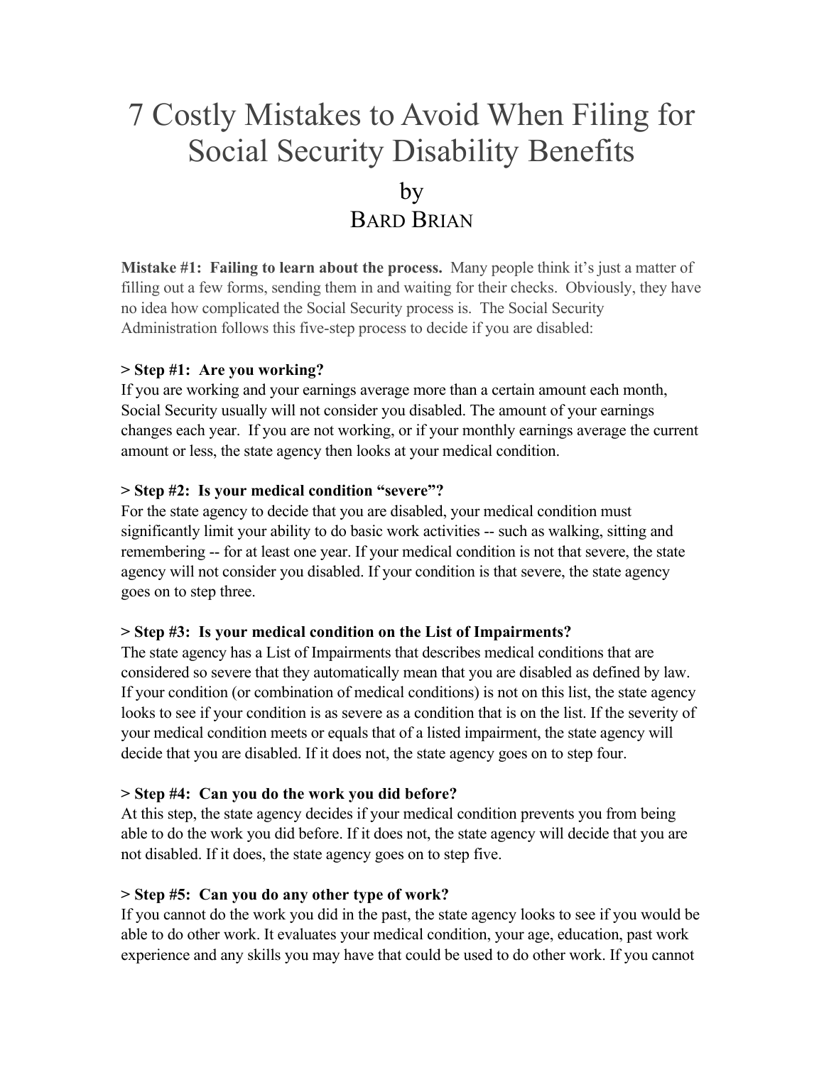# 7 Costly Mistakes to Avoid When Filing for Social Security Disability Benefits

by

BARD BRIAN

**Mistake #1: Failing to learn about the process.** Many people think it's just a matter of filling out a few forms, sending them in and waiting for their checks. Obviously, they have no idea how complicated the Social Security process is. The Social Security Administration follows this five-step process to decide if you are disabled:

**> Step #1: Are you working?**

If you are working and your earnings average more than a certain amount each month, Social Security usually will not consider you disabled. The amount of your earnings changes each year. If you are not working, or if your monthly earnings average the current amount or less, the state agency then looks at your medical condition.

**> Step #2: Is your medical condition "severe"?**

For the state agency to decide that you are disabled, your medical condition must significantly limit your ability to do basic work activities -- such as walking, sitting and remembering -- for at least one year. If your medical condition is not that severe, the state agency will not consider you disabled. If your condition is that severe, the state agency goes on to step three.

**> Step #3: Is your medical condition on the List of Impairments?**

The state agency has a List of Impairments that describes medical conditions that are considered so severe that they automatically mean that you are disabled as defined by law. If your condition (or combination of medical conditions) is not on this list, the state agency looks to see if your condition is as severe as a condition that is on the list. If the severity of your medical condition meets or equals that of a listed impairment, the state agency will decide that you are disabled. If it does not, the state agency goes on to step four.

**> Step #4: Can you do the work you did before?**

At this step, the state agency decides if your medical condition prevents you from being able to do the work you did before. If it does not, the state agency will decide that you are not disabled. If it does, the state agency goes on to step five.

**> Step #5: Can you do any other type of work?**

If you cannot do the work you did in the past, the state agency looks to see if you would be able to do other work. It evaluates your medical condition, your age, education, past work experience and any skills you may have that could be used to do other work. If you cannot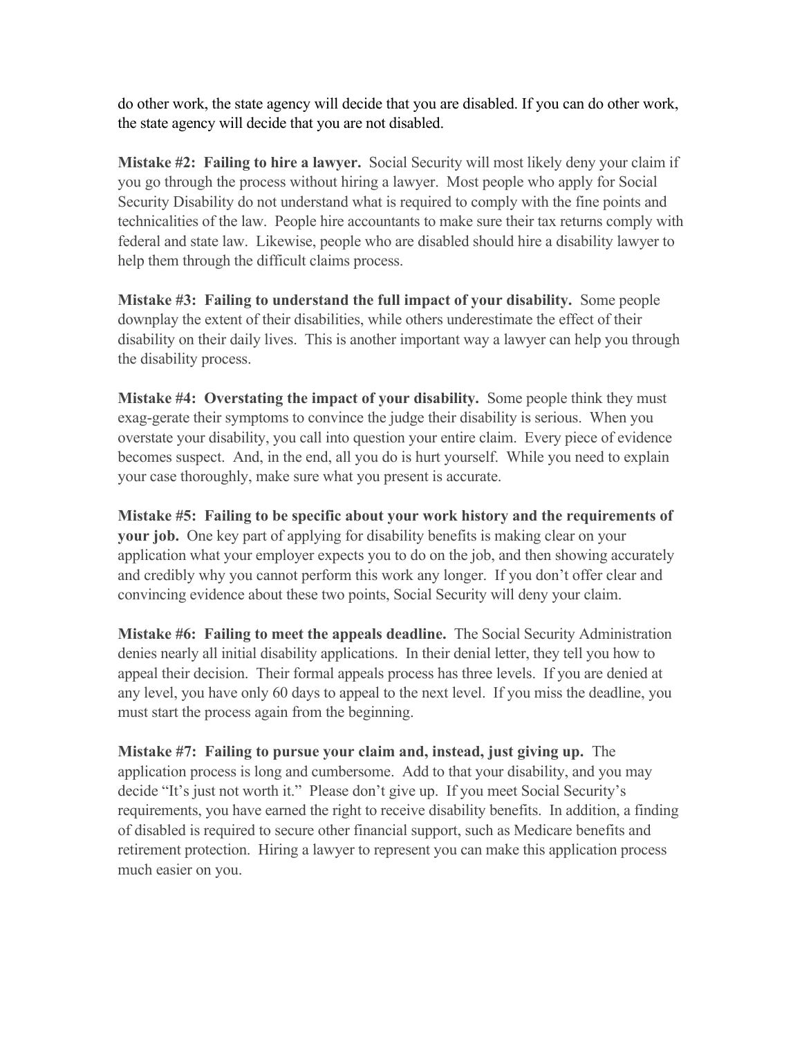do other work, the state agency will decide that you are disabled. If you can do other work, the state agency will decide that you are not disabled.

**Mistake #2: Failing to hire a lawyer.** Social Security will most likely deny your claim if you go through the process without hiring a lawyer. Most people who apply for Social Security Disability do not understand what is required to comply with the fine points and technicalities of the law. People hire accountants to make sure their tax returns comply with federal and state law. Likewise, people who are disabled should hire a disability lawyer to help them through the difficult claims process.

**Mistake #3: Failing to understand the full impact of your disability.** Some people downplay the extent of their disabilities, while others underestimate the effect of their disability on their daily lives. This is another important way a lawyer can help you through the disability process.

**Mistake #4: Overstating the impact of your disability.** Some people think they must exag-gerate their symptoms to convince the judge their disability is serious. When you overstate your disability, you call into question your entire claim. Every piece of evidence becomes suspect. And, in the end, all you do is hurt yourself. While you need to explain your case thoroughly, make sure what you present is accurate.

**Mistake #5: Failing to be specific about your work history and the requirements of your job.** One key part of applying for disability benefits is making clear on your application what your employer expects you to do on the job, and then showing accurately and credibly why you cannot perform this work any longer. If you don't offer clear and convincing evidence about these two points, Social Security will deny your claim.

**Mistake #6: Failing to meet the appeals deadline.** The Social Security Administration denies nearly all initial disability applications. In their denial letter, they tell you how to appeal their decision. Their formal appeals process has three levels. If you are denied at any level, you have only 60 days to appeal to the next level. If you miss the deadline, you must start the process again from the beginning.

**Mistake #7: Failing to pursue your claim and, instead, just giving up.** The application process is long and cumbersome. Add to that your disability, and you may decide "It's just not worth it." Please don't give up. If you meet Social Security's requirements, you have earned the right to receive disability benefits. In addition, a finding of disabled is required to secure other financial support, such as Medicare benefits and retirement protection. Hiring a lawyer to represent you can make this application process much easier on you.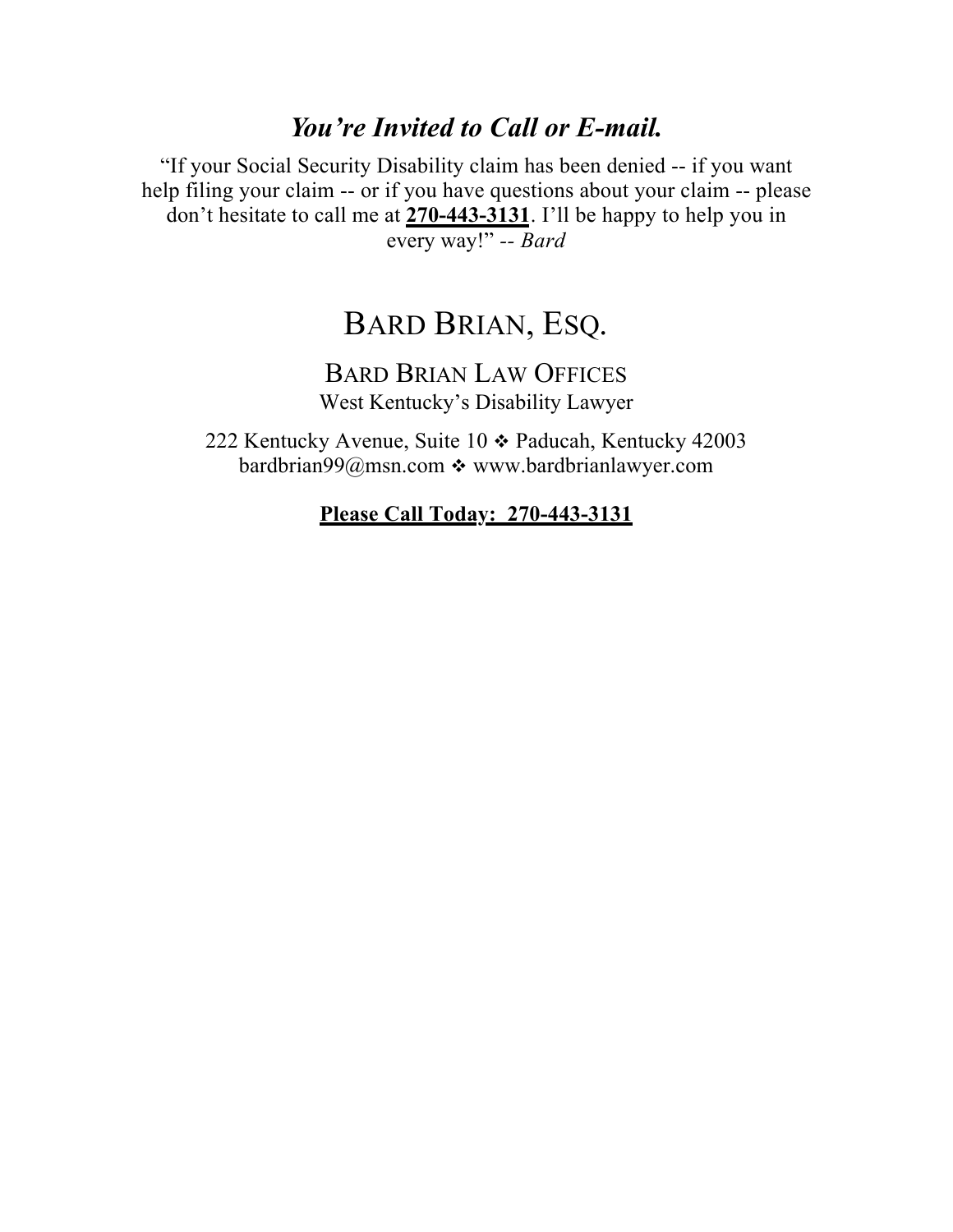## *You're Invited to Call or E-mail.*

"If your Social Security Disability claim has been denied -- if you want help filing your claim -- or if you have questions about your claim -- please don't hesitate to call me at **270-443-3131**. I'll be happy to help you in every way!" -- *Bard*

# BARD BRIAN, ESQ.

## BARD BRIAN LAW OFFICES

West Kentucky's Disability Lawyer

222 Kentucky Avenue, Suite 10 ❖ Paducah, Kentucky 42003
bardbrian99@msn.com ❖ www.bardbrianlawyer.com

**Please Call Today: 270-443-3131**